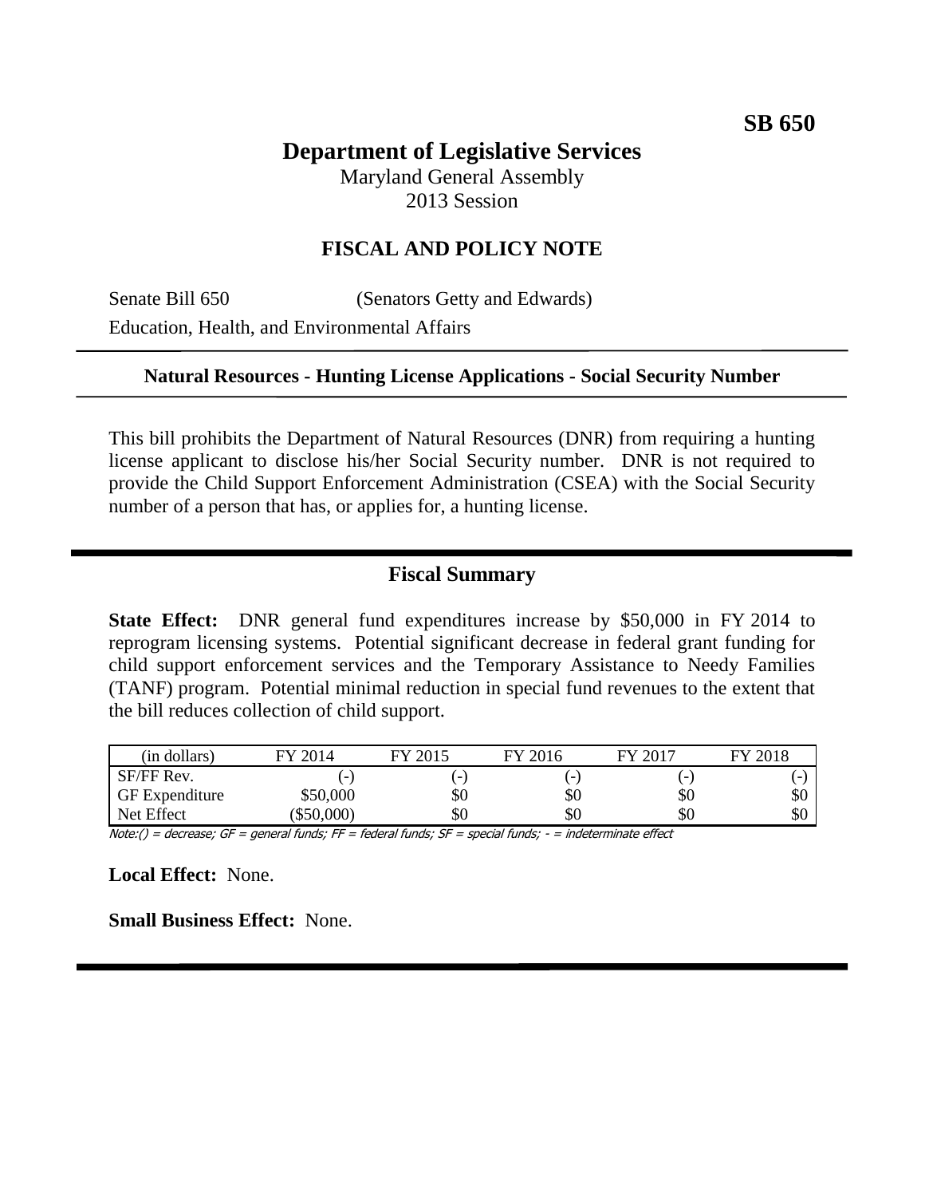**SB 650**

# Department of Legislative Services

Maryland General Assembly
2013 Session

## FISCAL AND POLICY NOTE

Senate Bill 650 (Senators Getty and Edwards)
Education, Health, and Environmental Affairs

**Natural Resources - Hunting License Applications - Social Security Number**

This bill prohibits the Department of Natural Resources (DNR) from requiring a hunting license applicant to disclose his/her Social Security number. DNR is not required to provide the Child Support Enforcement Administration (CSEA) with the Social Security number of a person that has, or applies for, a hunting license.

## Fiscal Summary

**State Effect:** DNR general fund expenditures increase by $50,000 in FY 2014 to reprogram licensing systems. Potential significant decrease in federal grant funding for child support enforcement services and the Temporary Assistance to Needy Families (TANF) program. Potential minimal reduction in special fund revenues to the extent that the bill reduces collection of child support.

| (in dollars) | FY 2014 | FY 2015 | FY 2016 | FY 2017 | FY 2018 |
|---|---|---|---|---|---|
| SF/FF Rev. | (-) | (-) | (-) | (-) | (-) |
| GF Expenditure | $50,000 | $0 | $0 | $0 | $0 |
| Net Effect | ($50,000) | $0 | $0 | $0 | $0 |

*Note:() = decrease; GF = general funds; FF = federal funds; SF = special funds; - = indeterminate effect*

**Local Effect:** None.

**Small Business Effect:** None.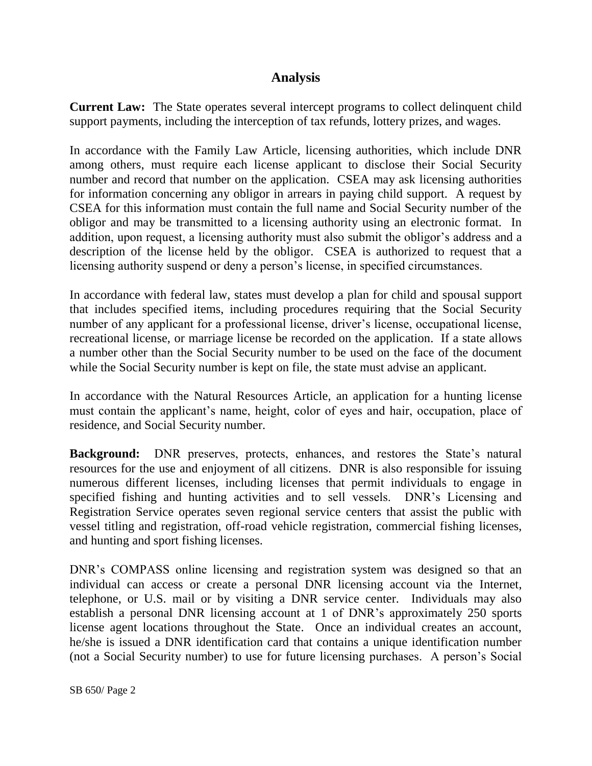## Analysis

**Current Law:** The State operates several intercept programs to collect delinquent child support payments, including the interception of tax refunds, lottery prizes, and wages.

In accordance with the Family Law Article, licensing authorities, which include DNR among others, must require each license applicant to disclose their Social Security number and record that number on the application. CSEA may ask licensing authorities for information concerning any obligor in arrears in paying child support. A request by CSEA for this information must contain the full name and Social Security number of the obligor and may be transmitted to a licensing authority using an electronic format. In addition, upon request, a licensing authority must also submit the obligor's address and a description of the license held by the obligor. CSEA is authorized to request that a licensing authority suspend or deny a person's license, in specified circumstances.

In accordance with federal law, states must develop a plan for child and spousal support that includes specified items, including procedures requiring that the Social Security number of any applicant for a professional license, driver's license, occupational license, recreational license, or marriage license be recorded on the application. If a state allows a number other than the Social Security number to be used on the face of the document while the Social Security number is kept on file, the state must advise an applicant.

In accordance with the Natural Resources Article, an application for a hunting license must contain the applicant's name, height, color of eyes and hair, occupation, place of residence, and Social Security number.

**Background:** DNR preserves, protects, enhances, and restores the State's natural resources for the use and enjoyment of all citizens. DNR is also responsible for issuing numerous different licenses, including licenses that permit individuals to engage in specified fishing and hunting activities and to sell vessels. DNR's Licensing and Registration Service operates seven regional service centers that assist the public with vessel titling and registration, off-road vehicle registration, commercial fishing licenses, and hunting and sport fishing licenses.

DNR's COMPASS online licensing and registration system was designed so that an individual can access or create a personal DNR licensing account via the Internet, telephone, or U.S. mail or by visiting a DNR service center. Individuals may also establish a personal DNR licensing account at 1 of DNR's approximately 250 sports license agent locations throughout the State. Once an individual creates an account, he/she is issued a DNR identification card that contains a unique identification number (not a Social Security number) to use for future licensing purchases. A person's Social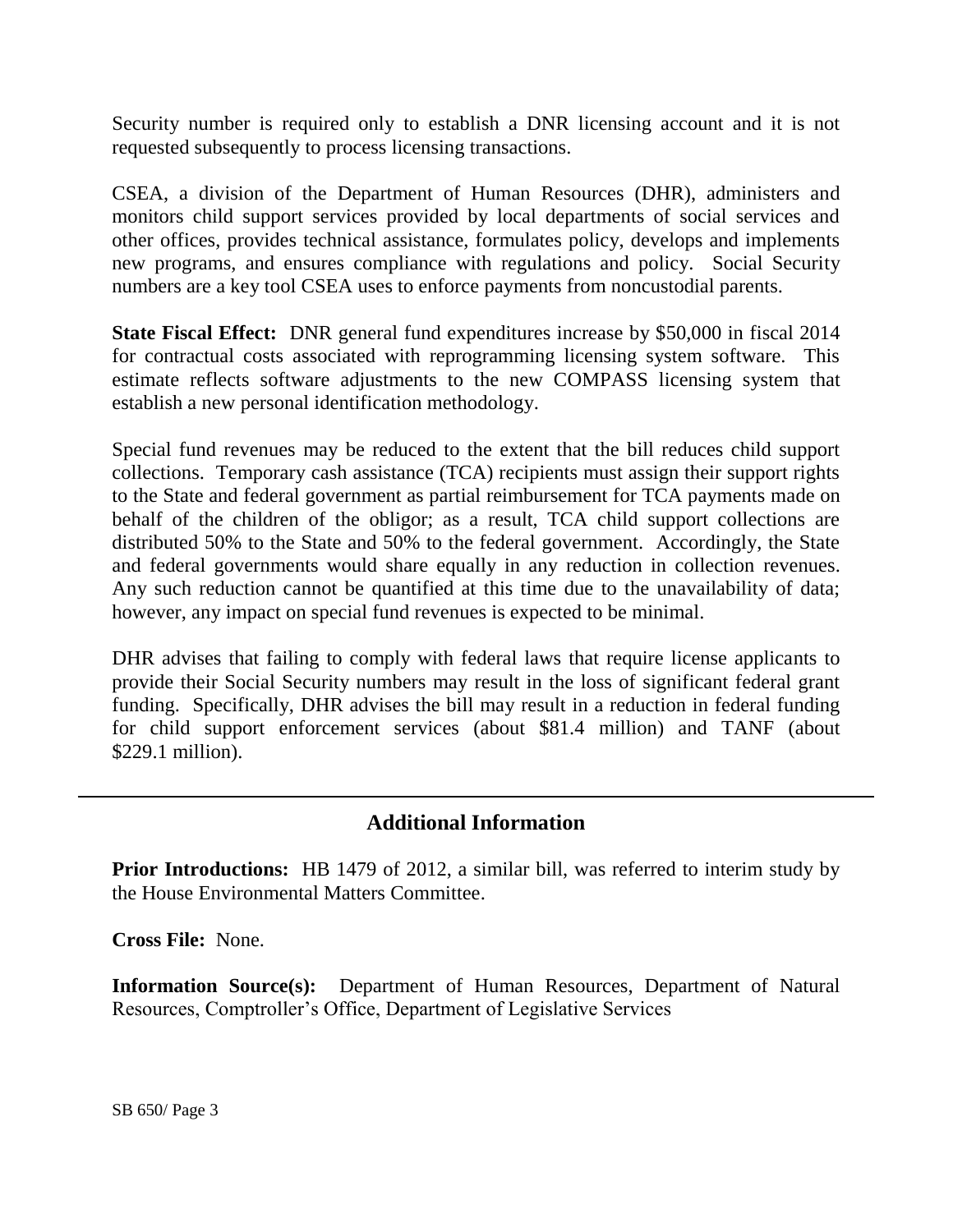Security number is required only to establish a DNR licensing account and it is not requested subsequently to process licensing transactions.

CSEA, a division of the Department of Human Resources (DHR), administers and monitors child support services provided by local departments of social services and other offices, provides technical assistance, formulates policy, develops and implements new programs, and ensures compliance with regulations and policy. Social Security numbers are a key tool CSEA uses to enforce payments from noncustodial parents.

**State Fiscal Effect:** DNR general fund expenditures increase by $50,000 in fiscal 2014 for contractual costs associated with reprogramming licensing system software. This estimate reflects software adjustments to the new COMPASS licensing system that establish a new personal identification methodology.

Special fund revenues may be reduced to the extent that the bill reduces child support collections. Temporary cash assistance (TCA) recipients must assign their support rights to the State and federal government as partial reimbursement for TCA payments made on behalf of the children of the obligor; as a result, TCA child support collections are distributed 50% to the State and 50% to the federal government. Accordingly, the State and federal governments would share equally in any reduction in collection revenues. Any such reduction cannot be quantified at this time due to the unavailability of data; however, any impact on special fund revenues is expected to be minimal.

DHR advises that failing to comply with federal laws that require license applicants to provide their Social Security numbers may result in the loss of significant federal grant funding. Specifically, DHR advises the bill may result in a reduction in federal funding for child support enforcement services (about $81.4 million) and TANF (about $229.1 million).

## Additional Information

**Prior Introductions:** HB 1479 of 2012, a similar bill, was referred to interim study by the House Environmental Matters Committee.

**Cross File:** None.

**Information Source(s):** Department of Human Resources, Department of Natural Resources, Comptroller's Office, Department of Legislative Services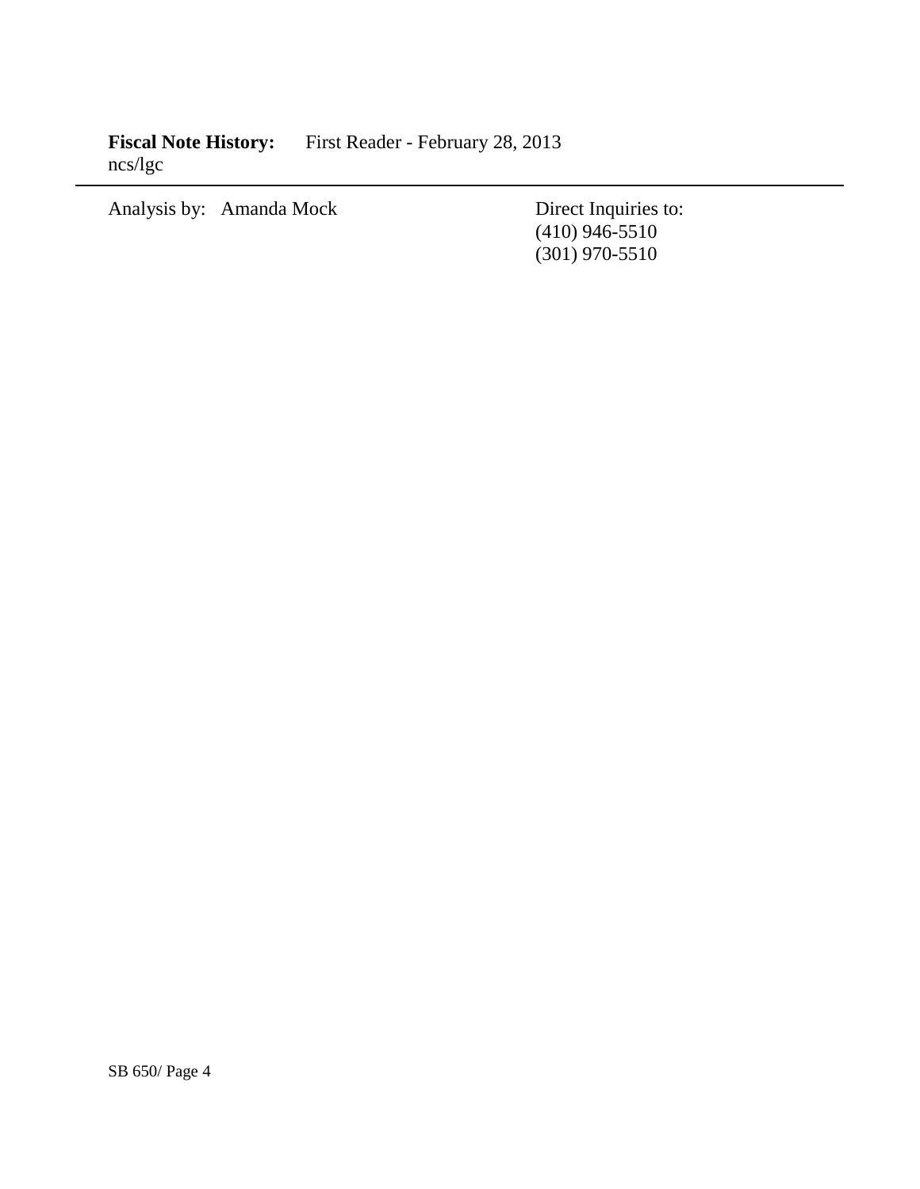**Fiscal Note History:** First Reader - February 28, 2013
ncs/lgc

---

Analysis by: Amanda Mock

Direct Inquiries to:
(410) 946-5510
(301) 970-5510